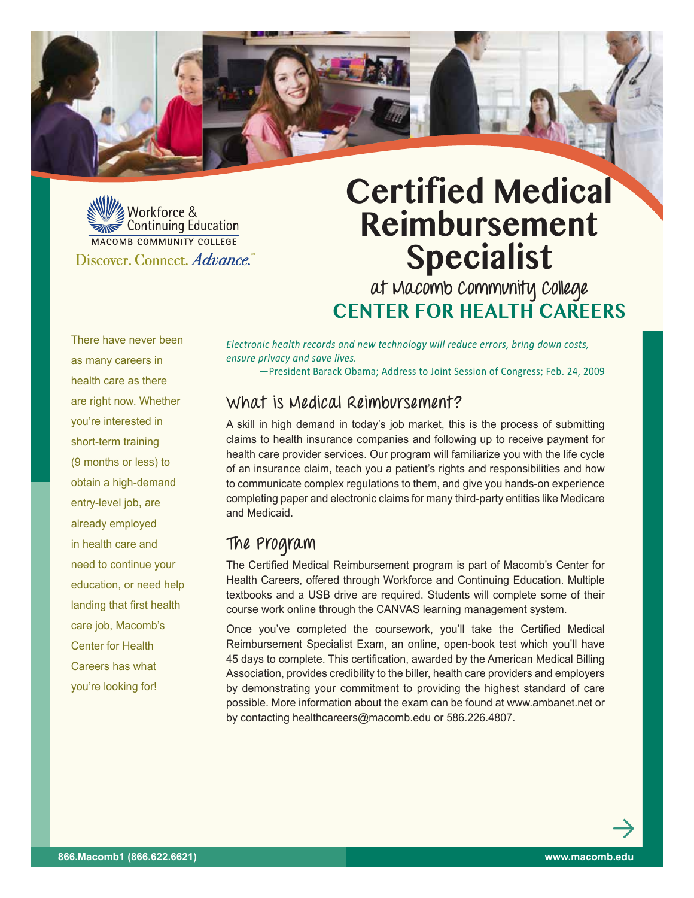Workforce & Continuing Education
MACOMB COMMUNITY COLLEGE
Discover. Connect. *Advance.*

# Certified Medical Reimbursement Specialist

at Macomb Community College
**CENTER FOR HEALTH CAREERS**

There have never been as many careers in health care as there are right now. Whether you're interested in short-term training (9 months or less) to obtain a high-demand entry-level job, are already employed in health care and need to continue your education, or need help landing that first health care job, Macomb's Center for Health Careers has what you're looking for!

*Electronic health records and new technology will reduce errors, bring down costs, ensure privacy and save lives.*
—President Barack Obama; Address to Joint Session of Congress; Feb. 24, 2009

## What is Medical Reimbursement?

A skill in high demand in today's job market, this is the process of submitting claims to health insurance companies and following up to receive payment for health care provider services. Our program will familiarize you with the life cycle of an insurance claim, teach you a patient's rights and responsibilities and how to communicate complex regulations to them, and give you hands-on experience completing paper and electronic claims for many third-party entities like Medicare and Medicaid.

## The Program

The Certified Medical Reimbursement program is part of Macomb's Center for Health Careers, offered through Workforce and Continuing Education. Multiple textbooks and a USB drive are required. Students will complete some of their course work online through the CANVAS learning management system.

Once you've completed the coursework, you'll take the Certified Medical Reimbursement Specialist Exam, an online, open-book test which you'll have 45 days to complete. This certification, awarded by the American Medical Billing Association, provides credibility to the biller, health care providers and employers by demonstrating your commitment to providing the highest standard of care possible. More information about the exam can be found at www.ambanet.net or by contacting healthcareers@macomb.edu or 586.226.4807.

**866.Macomb1 (866.622.6621)** **www.macomb.edu**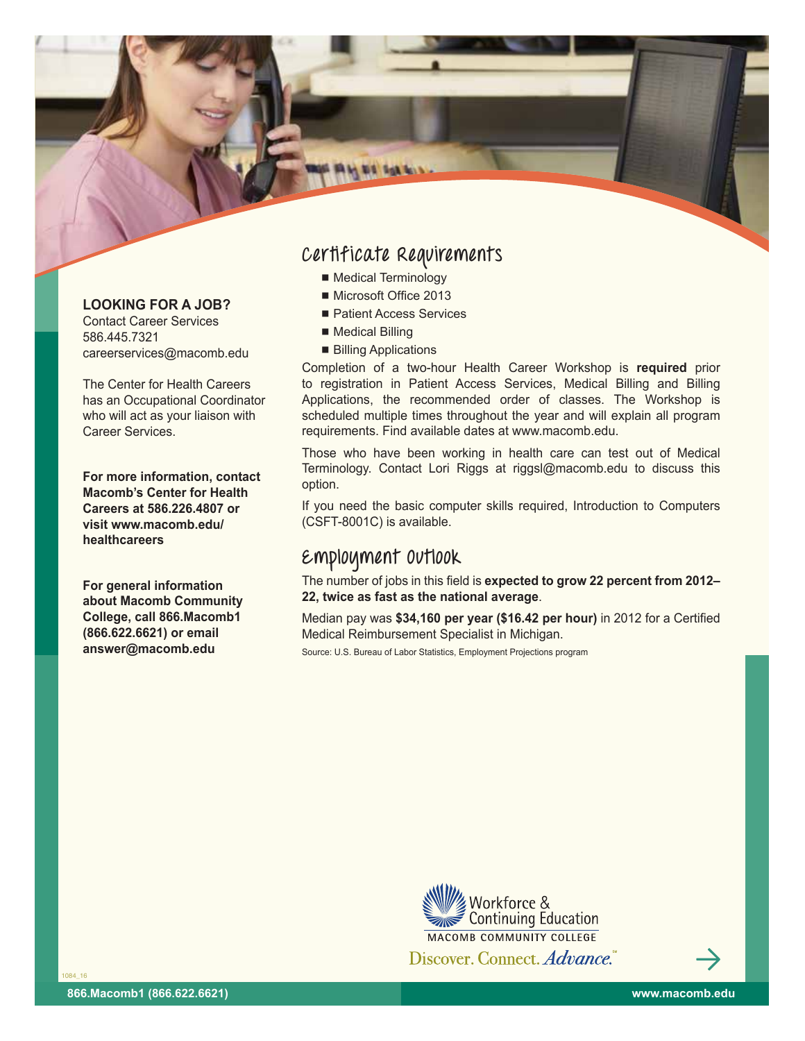**LOOKING FOR A JOB?**
Contact Career Services
586.445.7321
careerservices@macomb.edu

The Center for Health Careers has an Occupational Coordinator who will act as your liaison with Career Services.

**For more information, contact Macomb's Center for Health Careers at 586.226.4807 or visit www.macomb.edu/healthcareers**

**For general information about Macomb Community College, call 866.Macomb1 (866.622.6621) or email answer@macomb.edu**

## Certificate Requirements

- Medical Terminology
- Microsoft Office 2013
- Patient Access Services
- Medical Billing
- Billing Applications

Completion of a two-hour Health Career Workshop is **required** prior to registration in Patient Access Services, Medical Billing and Billing Applications, the recommended order of classes. The Workshop is scheduled multiple times throughout the year and will explain all program requirements. Find available dates at www.macomb.edu.

Those who have been working in health care can test out of Medical Terminology. Contact Lori Riggs at riggsl@macomb.edu to discuss this option.

If you need the basic computer skills required, Introduction to Computers (CSFT-8001C) is available.

## Employment Outlook

The number of jobs in this field is **expected to grow 22 percent from 2012–22, twice as fast as the national average**.

Median pay was **$34,160 per year ($16.42 per hour)** in 2012 for a Certified Medical Reimbursement Specialist in Michigan.

Source: U.S. Bureau of Labor Statistics, Employment Projections program

Workforce & Continuing Education
MACOMB COMMUNITY COLLEGE
Discover. Connect. *Advance.*℠

1084_16

**866.Macomb1 (866.622.6621)**

**www.macomb.edu**